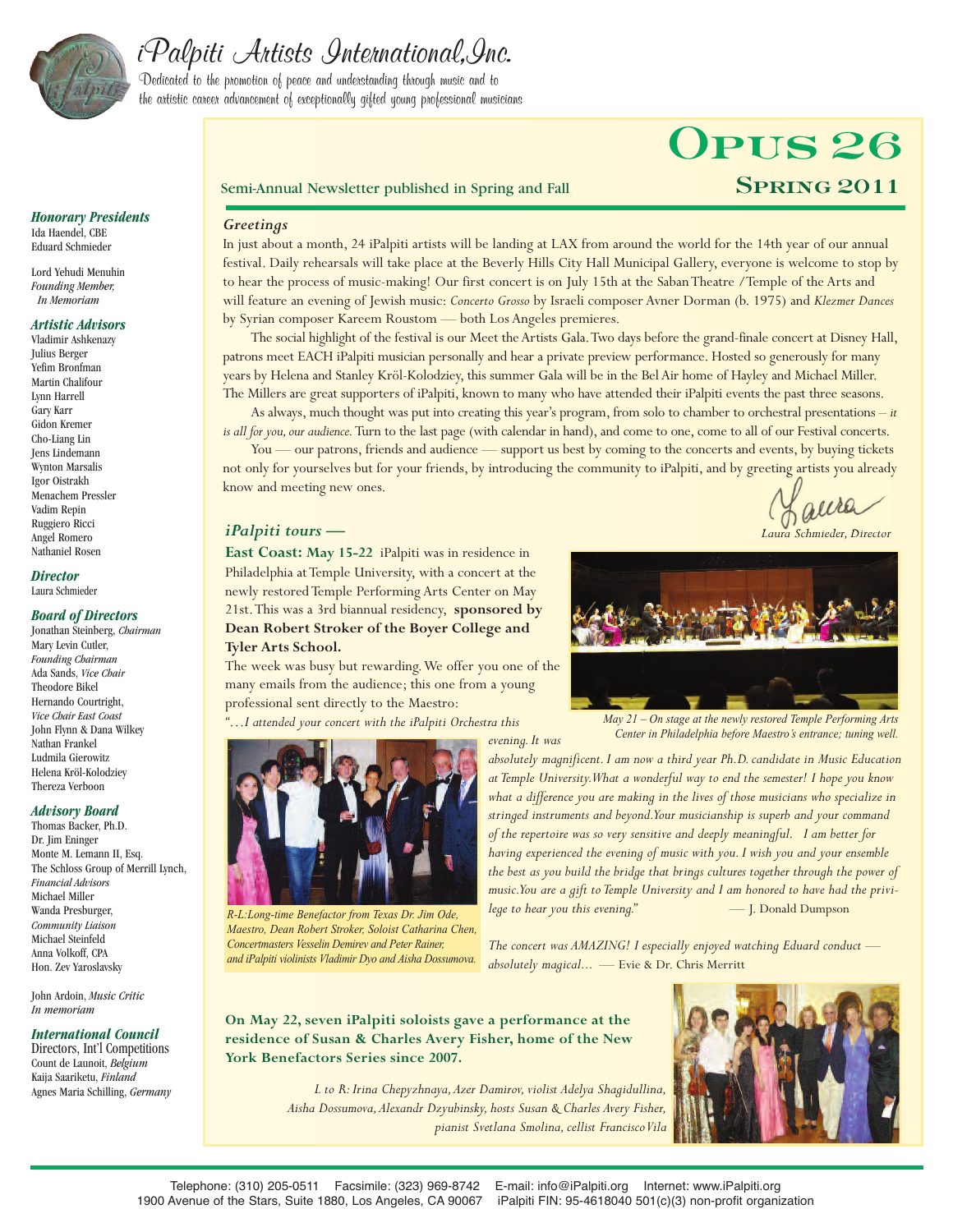# iPalpiti Artists International, Inc.

Dedicated to the promotion of peace and understanding through music and to the artistic career advancement of exceptionally gifted young professional musicians

## OPUS 26

### SPRING 2011

Semi-Annual Newsletter published in Spring and Fall

***Honorary Presidents***
Ida Haendel, CBE
Eduard Schmieder

Lord Yehudi Menuhin
*Founding Member, In Memoriam*

***Artistic Advisors***
Vladimir Ashkenazy
Julius Berger
Yefim Bronfman
Martin Chalifour
Lynn Harrell
Gary Karr
Gidon Kremer
Cho-Liang Lin
Jens Lindemann
Wynton Marsalis
Igor Oistrakh
Menachem Pressler
Vadim Repin
Ruggiero Ricci
Angel Romero
Nathaniel Rosen

***Director***
Laura Schmieder

***Board of Directors***
Jonathan Steinberg, *Chairman*
Mary Levin Cutler, *Founding Chairman*
Ada Sands, *Vice Chair*
Theodore Bikel
Hernando Courtright, *Vice Chair East Coast*
John Flynn & Dana Wilkey
Nathan Frankel
Ludmila Gierowitz
Helena Kröl-Kolodziey
Thereza Verboon

***Advisory Board***
Thomas Backer, Ph.D.
Dr. Jim Eninger
Monte M. Lemann II, Esq.
The Schloss Group of Merrill Lynch, *Financial Advisors*
Michael Miller
Wanda Presburger, *Community Liaison*
Michael Steinfeld
Anna Volkoff, CPA
Hon. Zev Yaroslavsky

John Ardoin, *Music Critic In memoriam*

***International Council***
Directors, Int'l Competitions
Count de Launoit, *Belgium*
Kaija Saariketu, *Finland*
Agnes Maria Schilling, *Germany*

### *Greetings*

In just about a month, 24 iPalpiti artists will be landing at LAX from around the world for the 14th year of our annual festival. Daily rehearsals will take place at the Beverly Hills City Hall Municipal Gallery, everyone is welcome to stop by to hear the process of music-making! Our first concert is on July 15th at the Saban Theatre / Temple of the Arts and will feature an evening of Jewish music: *Concerto Grosso* by Israeli composer Avner Dorman (b. 1975) and *Klezmer Dances* by Syrian composer Kareem Roustom — both Los Angeles premieres.

The social highlight of the festival is our Meet the Artists Gala. Two days before the grand-finale concert at Disney Hall, patrons meet EACH iPalpiti musician personally and hear a private preview performance. Hosted so generously for many years by Helena and Stanley Kröl-Kolodziey, this summer Gala will be in the Bel Air home of Hayley and Michael Miller. The Millers are great supporters of iPalpiti, known to many who have attended their iPalpiti events the past three seasons.

As always, much thought was put into creating this year's program, from solo to chamber to orchestral presentations – *it is all for you, our audience.* Turn to the last page (with calendar in hand), and come to one, come to all of our Festival concerts.

You — our patrons, friends and audience — support us best by coming to the concerts and events, by buying tickets not only for yourselves but for your friends, by introducing the community to iPalpiti, and by greeting artists you already know and meeting new ones.

Laura
*Laura Schmieder, Director*

### *iPalpiti tours —*

**East Coast: May 15-22** iPalpiti was in residence in Philadelphia at Temple University, with a concert at the newly restored Temple Performing Arts Center on May 21st. This was a 3rd biannual residency, **sponsored by Dean Robert Stroker of the Boyer College and Tyler Arts School.**

The week was busy but rewarding. We offer you one of the many emails from the audience; this one from a young professional sent directly to the Maestro:

*"…I attended your concert with the iPalpiti Orchestra this evening. It was absolutely magnificent. I am now a third year Ph.D. candidate in Music Education at Temple University. What a wonderful way to end the semester! I hope you know what a difference you are making in the lives of those musicians who specialize in stringed instruments and beyond. Your musicianship is superb and your command of the repertoire was so very sensitive and deeply meaningful. I am better for having experienced the evening of music with you. I wish you and your ensemble the best as you build the bridge that brings cultures together through the power of music. You are a gift to Temple University and I am honored to have had the privilege to hear you this evening."* — J. Donald Dumpson

*May 21 – On stage at the newly restored Temple Performing Arts Center in Philadelphia before Maestro's entrance; tuning well.*

*R-L: Long-time Benefactor from Texas Dr. Jim Ode, Maestro, Dean Robert Stroker, Soloist Catharina Chen, Concertmasters Vesselin Demirev and Peter Rainer, and iPalpiti violinists Vladimir Dyo and Aisha Dossumova.*

*The concert was AMAZING! I especially enjoyed watching Eduard conduct — absolutely magical…* — Evie & Dr. Chris Merritt

**On May 22, seven iPalpiti soloists gave a performance at the residence of Susan & Charles Avery Fisher, home of the New York Benefactors Series since 2007.**

*L to R: Irina Chepyzhnaya, Azer Damirov, violist Adelya Shagidullina, Aisha Dossumova, Alexandr Dzyubinsky, hosts Susan & Charles Avery Fisher, pianist Svetlana Smolina, cellist Francisco Vila*

Telephone: (310) 205-0511 Facsimile: (323) 969-8742 E-mail: info@iPalpiti.org Internet: www.iPalpiti.org
1900 Avenue of the Stars, Suite 1880, Los Angeles, CA 90067 iPalpiti FIN: 95-4618040 501(c)(3) non-profit organization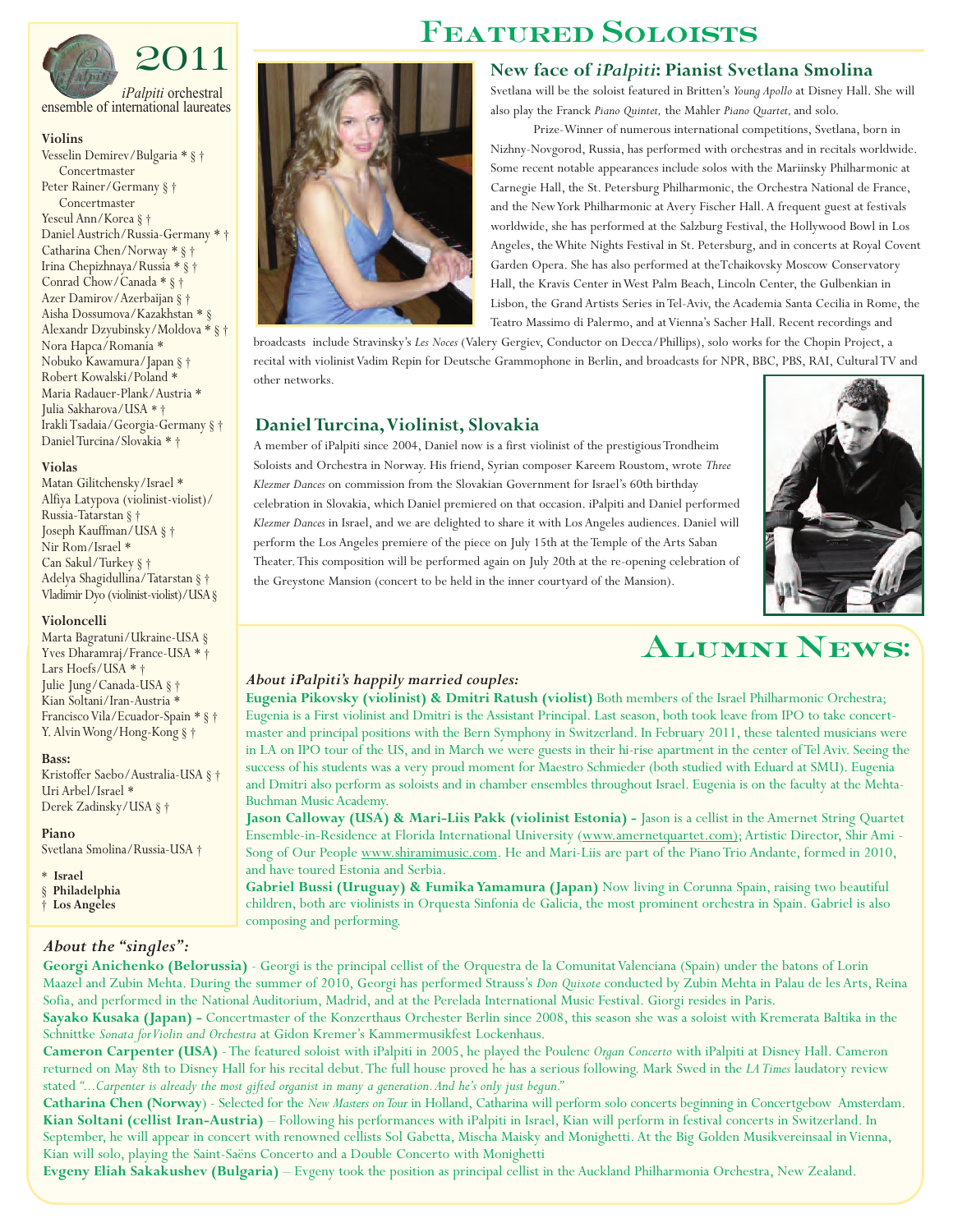# 2011

*iPalpiti* orchestral ensemble of international laureates

**Violins**

Vesselin Demirev/Bulgaria * § †
Concertmaster
Peter Rainer/Germany § †
Concertmaster
Yeseul Ann/Korea § †
Daniel Austrich/Russia-Germany * †
Catharina Chen/Norway * § †
Irina Chepizhnaya/Russia * § †
Conrad Chow/Canada * § †
Azer Damirov/Azerbaijan § †
Aisha Dossumova/Kazakhstan * §
Alexandr Dzyubinsky/Moldova * § †
Nora Hapca/Romania *
Nobuko Kawamura/Japan § †
Robert Kowalski/Poland *
Maria Radauer-Plank/Austria *
Julia Sakharova/USA * †
Irakli Tsadaia/Georgia-Germany § †
Daniel Turcina/Slovakia * †

**Violas**

Matan Gilitchensky/Israel *
Alfiya Latypova (violinist-violist)/Russia-Tatarstan § †
Joseph Kauffman/USA § †
Nir Rom/Israel *
Can Sakul/Turkey § †
Adelya Shagidullina/Tatarstan § †
Vladimir Dyo (violinist-violist)/USA §

**Violoncelli**

Marta Bagratuni/Ukraine-USA §
Yves Dharamraj/France-USA * †
Lars Hoefs/USA * †
Julie Jung/Canada-USA § †
Kian Soltani/Iran-Austria *
Francisco Vila/Ecuador-Spain * § †
Y. Alvin Wong/Hong-Kong § †

**Bass:**

Kristoffer Saebo/Australia-USA § †
Uri Arbel/Israel *
Derek Zadinsky/USA § †

**Piano**

Svetlana Smolina/Russia-USA †

\* **Israel**
§ **Philadelphia**
† **Los Angeles**

# Featured Soloists

## New face of *iPalpiti*: Pianist Svetlana Smolina

Svetlana will be the soloist featured in Britten's *Young Apollo* at Disney Hall. She will also play the Franck *Piano Quintet,* the Mahler *Piano Quartet,* and solo.

Prize-Winner of numerous international competitions, Svetlana, born in Nizhny-Novgorod, Russia, has performed with orchestras and in recitals worldwide. Some recent notable appearances include solos with the Mariinsky Philharmonic at Carnegie Hall, the St. Petersburg Philharmonic, the Orchestra National de France, and the New York Philharmonic at Avery Fischer Hall. A frequent guest at festivals worldwide, she has performed at the Salzburg Festival, the Hollywood Bowl in Los Angeles, the White Nights Festival in St. Petersburg, and in concerts at Royal Covent Garden Opera. She has also performed at theTchaikovsky Moscow Conservatory Hall, the Kravis Center in West Palm Beach, Lincoln Center, the Gulbenkian in Lisbon, the Grand Artists Series in Tel-Aviv, the Academia Santa Cecilia in Rome, the Teatro Massimo di Palermo, and at Vienna's Sacher Hall. Recent recordings and broadcasts include Stravinsky's *Les Noces* (Valery Gergiev, Conductor on Decca/Phillips), solo works for the Chopin Project, a recital with violinist Vadim Repin for Deutsche Grammophone in Berlin, and broadcasts for NPR, BBC, PBS, RAI, Cultural TV and other networks.

## Daniel Turcina, Violinist, Slovakia

A member of iPalpiti since 2004, Daniel now is a first violinist of the prestigious Trondheim Soloists and Orchestra in Norway. His friend, Syrian composer Kareem Roustom, wrote *Three Klezmer Dances* on commission from the Slovakian Government for Israel's 60th birthday celebration in Slovakia, which Daniel premiered on that occasion. iPalpiti and Daniel performed *Klezmer Dances* in Israel, and we are delighted to share it with Los Angeles audiences. Daniel will perform the Los Angeles premiere of the piece on July 15th at the Temple of the Arts Saban Theater. This composition will be performed again on July 20th at the re-opening celebration of the Greystone Mansion (concert to be held in the inner courtyard of the Mansion).

# Alumni News:

### *About iPalpiti's happily married couples:*

**Eugenia Pikovsky (violinist) & Dmitri Ratush (violist)** Both members of the Israel Philharmonic Orchestra; Eugenia is a First violinist and Dmitri is the Assistant Principal. Last season, both took leave from IPO to take concertmaster and principal positions with the Bern Symphony in Switzerland. In February 2011, these talented musicians were in LA on IPO tour of the US, and in March we were guests in their hi-rise apartment in the center of Tel Aviv. Seeing the success of his students was a very proud moment for Maestro Schmieder (both studied with Eduard at SMU). Eugenia and Dmitri also perform as soloists and in chamber ensembles throughout Israel. Eugenia is on the faculty at the Mehta-Buchman Music Academy.

**Jason Calloway (USA) & Mari-Liis Pakk (violinist Estonia) -** Jason is a cellist in the Amernet String Quartet Ensemble-in-Residence at Florida International University (www.amernetquartet.com); Artistic Director, Shir Ami - Song of Our People www.shiramimusic.com. He and Mari-Liis are part of the Piano Trio Andante, formed in 2010, and have toured Estonia and Serbia.

**Gabriel Bussi (Uruguay) & Fumika Yamamura (Japan)** Now living in Corunna Spain, raising two beautiful children, both are violinists in Orquesta Sinfonia de Galicia, the most prominent orchestra in Spain. Gabriel is also composing and performing.

### *About the "singles":*

**Georgi Anichenko (Belorussia)** - Georgi is the principal cellist of the Orquestra de la Comunitat Valenciana (Spain) under the batons of Lorin Maazel and Zubin Mehta. During the summer of 2010, Georgi has performed Strauss's *Don Quixote* conducted by Zubin Mehta in Palau de les Arts, Reina Sofia, and performed in the National Auditorium, Madrid, and at the Perelada International Music Festival. Giorgi resides in Paris.

**Sayako Kusaka (Japan) -** Concertmaster of the Konzerthaus Orchester Berlin since 2008, this season she was a soloist with Kremerata Baltika in the Schnittke *Sonata for Violin and Orchestra* at Gidon Kremer's Kammermusikfest Lockenhaus.

**Cameron Carpenter (USA)** - The featured soloist with iPalpiti in 2005, he played the Poulenc *Organ Concerto* with iPalpiti at Disney Hall. Cameron returned on May 8th to Disney Hall for his recital debut. The full house proved he has a serious following. Mark Swed in the *LA Times* laudatory review stated *"...Carpenter is already the most gifted organist in many a generation. And he's only just begun."*

**Catharina Chen (Norway**) - Selected for the *New Masters on Tour* in Holland, Catharina will perform solo concerts beginning in Concertgebow Amsterdam.

**Kian Soltani (cellist Iran-Austria)** – Following his performances with iPalpiti in Israel, Kian will perform in festival concerts in Switzerland. In September, he will appear in concert with renowned cellists Sol Gabetta, Mischa Maisky and Monighetti. At the Big Golden Musikvereinsaal in Vienna, Kian will solo, playing the Saint-Saëns Concerto and a Double Concerto with Monighetti

**Evgeny Eliah Sakakushev (Bulgaria)** – Evgeny took the position as principal cellist in the Auckland Philharmonia Orchestra, New Zealand.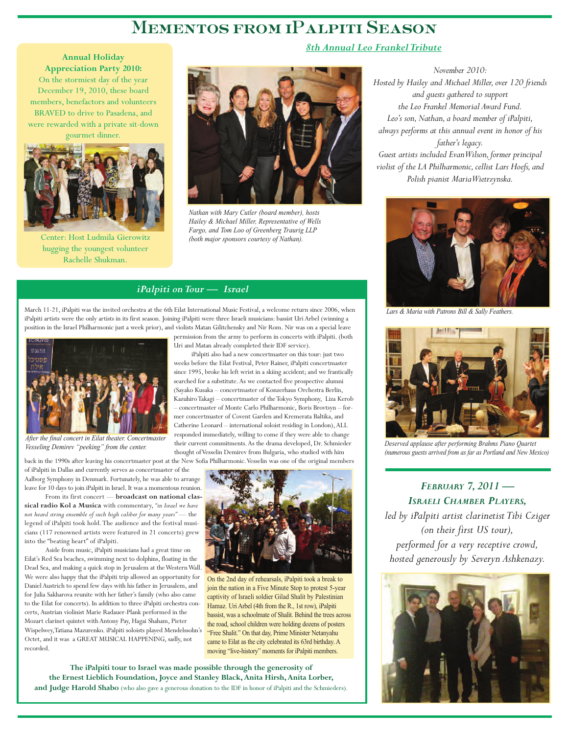# Mementos from iPalpiti Season

**Annual Holiday Appreciation Party 2010:**
On the stormiest day of the year December 19, 2010, these board members, benefactors and volunteers BRAVED to drive to Pasadena, and were rewarded with a private sit-down gourmet dinner.

Center: Host Ludmila Gierowitz hugging the youngest volunteer Rachelle Shukman.

## *8th Annual Leo Frankel Tribute*

*Nathan with Mary Cutler (board member), hosts Hailey & Michael Miller, Representative of Wells Fargo, and Tom Loo of Greenberg Traurig LLP (both major sponsors courtesy of Nathan).*

*November 2010:*
*Hosted by Hailey and Michael Miller, over 120 friends and guests gathered to support the Leo Frankel Memorial Award Fund. Leo's son, Nathan, a board member of iPalpiti, always performs at this annual event in honor of his father's legacy. Guest artists included Evan Wilson, former principal violist of the LA Philharmonic, cellist Lars Hoefs, and Polish pianist Maria Wietrzynska.*

*Lars & Maria with Patrons Bill & Sally Feathers.*

*Deserved applause after performing Brahms Piano Quartet (numerous guests arrived from as far as Portland and New Mexico)*

## *iPalpiti on Tour — Israel*

March 11-21, iPalpiti was the invited orchestra at the 6th Eilat International Music Festival, a welcome return since 2006, when iPalpiti artists were the only artists in its first season. Joining iPalpiti were three Israeli musicians: bassist Uri Arbel (winning a position in the Israel Philharmonic just a week prior), and violists Matan Gilitchensky and Nir Rom. Nir was on a special leave permission from the army to perform in concerts with iPalpiti. (both Uri and Matan already completed their IDF service).

iPalpiti also had a new concertmaster on this tour: just two weeks before the Eilat Festival, Peter Rainer, iPalpiti concertmaster since 1995, broke his left wrist in a skiing accident; and we frantically searched for a substitute. As we contacted five prospective alumni (Sayako Kusaka – concertmaster of Konzerhaus Orchestra Berlin, Kazuhiro Takagi – concertmaster of the Tokyo Symphony, Liza Kerob – concertmaster of Monte Carlo Philharmonic, Boris Brovtsyn – former concertmaster of Covent Garden and Kremerata Baltika, and Catherine Leonard – international soloist residing in London), ALL responded immediately, willing to come if they were able to change their current commitments. As the drama developed, Dr. Schmieder thought of Vesselin Demirev from Bulgaria, who studied with him back in the 1990s after leaving his concertmaster post at the New Sofia Philharmonic. Vesselin was one of the original members of iPalpiti in Dallas and currently serves as concertmaster of the Aalborg Symphony in Denmark. Fortunately, he was able to arrange leave for 10 days to join iPalpiti in Israel. It was a momentous reunion.

*After the final concert in Eilat theater. Concertmaster Vesseling Demirev "peeking" from the center.*

From its first concert — **broadcast on national classical radio Kol a Musica** with commentary, *"in Israel we have not heard string ensemble of such high caliber for many years"* — the legend of iPalpiti took hold. The audience and the festival musicians (117 renowned artists were featured in 21 concerts) grew into the "beating heart" of iPalpiti.

Aside from music, iPalpiti musicians had a great time on Eilat's Red Sea beaches, swimming next to dolphins, floating in the Dead Sea, and making a quick stop in Jerusalem at the Western Wall. We were also happy that the iPalpiti trip allowed an opportunity for Daniel Austrich to spend few days with his father in Jerusalem, and for Julia Sakharova reunite with her father's family (who also came to the Eilat for concerts). In addition to three iPalpiti orchestra concerts, Austrian violinist Marie Radauer-Plank performed in the Mozart clarinet quintet with Antony Pay, Hagai Shaham, Pieter Wispelwey, Tatiana Mazurenko. iPalpiti soloists played Mendelssohn's Octet, and it was a GREAT MUSICAL HAPPENING, sadly, not recorded.

On the 2nd day of rehearsals, iPalpiti took a break to join the nation in a Five Minute Stop to protest 5-year captivity of Israeli soldier Gilad Shalit by Palestinian Hamaz. Uri Arbel (4th from the R., 1st row), iPalpiti bassist, was a schoolmate of Shalit. Behind the trees across the road, school children were holding dozens of posters "Free Shalit." On that day, Prime Minister Netanyahu came to Eilat as the city celebrated its 63rd birthday. A moving "live-history" moments for iPalpiti members.

**The iPalpiti tour to Israel was made possible through the generosity of the Ernest Lieblich Foundation, Joyce and Stanley Black, Anita Hirsh, Anita Lorber, and Judge Harold Shabo** (who also gave a generous donation to the IDF in honor of iPalpiti and the Schmieders).

## *February 7, 2011 — Israeli Chamber Players,*

*led by iPalpiti artist clarinetist Tibi Cziger (on their first US tour), performed for a very receptive crowd, hosted generously by Severyn Ashkenazy.*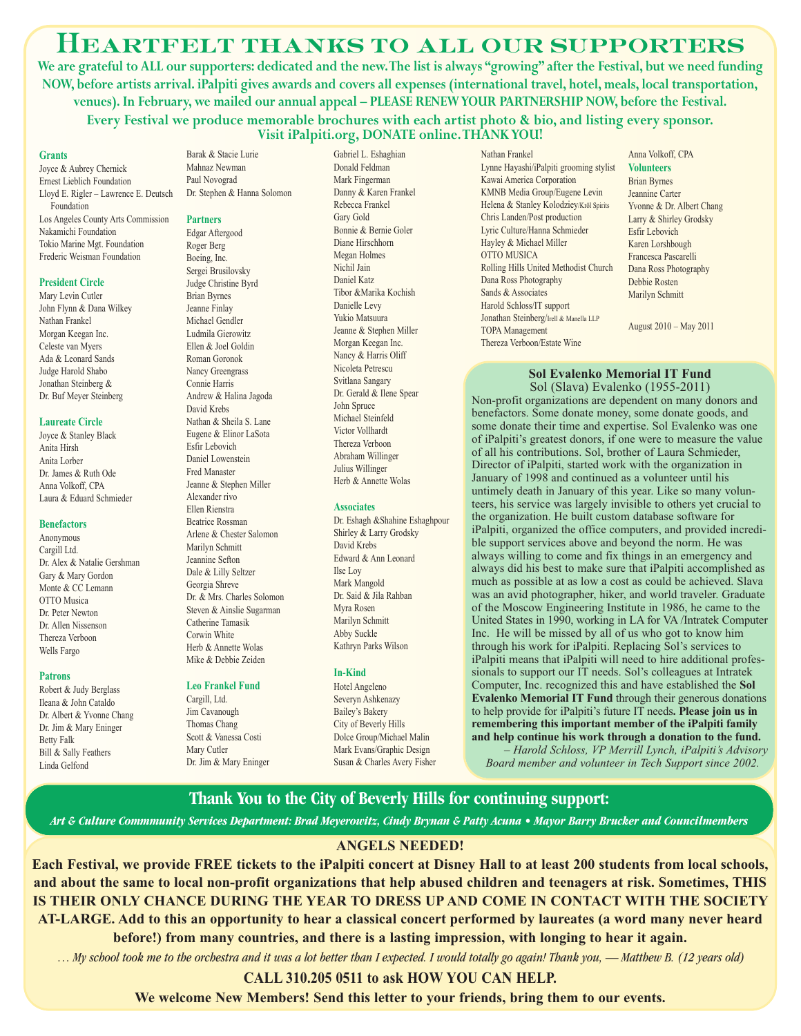# Heartfelt thanks to all our supporters

**We are grateful to ALL our supporters: dedicated and the new. The list is always "growing" after the Festival, but we need funding NOW, before artists arrival. iPalpiti gives awards and covers all expenses (international travel, hotel, meals, local transportation, venues). In February, we mailed our annual appeal – PLEASE RENEW YOUR PARTNERSHIP NOW, before the Festival.**

**Every Festival we produce memorable brochures with each artist photo & bio, and listing every sponsor. Visit iPalpiti.org, DONATE online. THANK YOU!**

### Grants
Joyce & Aubrey Chernick
Ernest Lieblich Foundation
Lloyd E. Rigler – Lawrence E. Deutsch Foundation
Los Angeles County Arts Commission
Nakamichi Foundation
Tokio Marine Mgt. Foundation
Frederic Weisman Foundation

### President Circle
Mary Levin Cutler
John Flynn & Dana Wilkey
Nathan Frankel
Morgan Keegan Inc.
Celeste van Myers
Ada & Leonard Sands
Judge Harold Shabo
Jonathan Steinberg & Dr. Buf Meyer Steinberg

### Laureate Circle
Joyce & Stanley Black
Anita Hirsh
Anita Lorber
Dr. James & Ruth Ode
Anna Volkoff, CPA
Laura & Eduard Schmieder

### Benefactors
Anonymous
Cargill Ltd.
Dr. Alex & Natalie Gershman
Gary & Mary Gordon
Monte & CC Lemann
OTTO Musica
Dr. Peter Newton
Dr. Allen Nissenson
Thereza Verboon
Wells Fargo

### Patrons
Robert & Judy Berglass
Ileana & John Cataldo
Dr. Albert & Yvonne Chang
Dr. Jim & Mary Eninger
Betty Falk
Bill & Sally Feathers
Linda Gelfond
Barak & Stacie Lurie
Mahnaz Newman
Paul Novograd
Dr. Stephen & Hanna Solomon

### Partners
Edgar Aftergood
Roger Berg
Boeing, Inc.
Sergei Brusilovsky
Judge Christine Byrd
Brian Byrnes
Jeanne Finlay
Michael Gendler
Ludmila Gierowitz
Ellen & Joel Goldin
Roman Goronok
Nancy Greengrass
Connie Harris
Andrew & Halina Jagoda
David Krebs
Nathan & Sheila S. Lane
Eugene & Elinor LaSota
Esfir Lebovich
Daniel Lowenstein
Fred Manaster
Jeanne & Stephen Miller
Alexander rivo
Ellen Rienstra
Beatrice Rossman
Arlene & Chester Salomon
Marilyn Schmitt
Jeannine Sefton
Dale & Lilly Seltzer
Georgia Shreve
Dr. & Mrs. Charles Solomon
Steven & Ainslie Sugarman
Catherine Tamasik
Corwin White
Herb & Annette Wolas
Mike & Debbie Zeiden

### Leo Frankel Fund
Cargill, Ltd.
Jim Cavanough
Thomas Chang
Scott & Vanessa Costi
Mary Cutler
Dr. Jim & Mary Eninger
Gabriel L. Eshaghian
Donald Feldman
Mark Fingerman
Danny & Karen Frankel
Rebecca Frankel
Gary Gold
Bonnie & Bernie Goler
Diane Hirschhorn
Megan Holmes
Nichil Jain
Daniel Katz
Tibor &Marika Kochish
Danielle Levy
Yukio Matsuura
Jeanne & Stephen Miller
Morgan Keegan Inc.
Nancy & Harris Oliff
Nicoleta Petrescu
Svitlana Sangary
Dr. Gerald & Ilene Spear
John Spruce
Michael Steinfeld
Victor Vollhardt
Thereza Verboon
Abraham Willinger
Julius Willinger
Herb & Annette Wolas

### Associates
Dr. Eshagh &Shahine Eshaghpour
Shirley & Larry Grodsky
David Krebs
Edward & Ann Leonard
Ilse Loy
Mark Mangold
Dr. Said & Jila Rahban
Myra Rosen
Marilyn Schmitt
Abby Suckle
Kathryn Parks Wilson

### In-Kind
Hotel Angeleno
Severyn Ashkenazy
Bailey's Bakery
City of Beverly Hills
Dolce Group/Michael Malin
Mark Evans/Graphic Design
Susan & Charles Avery Fisher
Nathan Frankel
Lynne Hayashi/iPalpiti grooming stylist
Kawai America Corporation
KMNB Media Group/Eugene Levin
Helena & Stanley Kolodziey/Król Spirits
Chris Landen/Post production
Lyric Culture/Hanna Schmieder
Hayley & Michael Miller
OTTO MUSICA
Rolling Hills United Methodist Church
Dana Ross Photography
Sands & Associates
Harold Schloss/IT support
Jonathan Steinberg/Irell & Manella LLP
TOPA Management
Thereza Verboon/Estate Wine
Anna Volkoff, CPA

### Volunteers
Brian Byrnes
Jeannine Carter
Yvonne & Dr. Albert Chang
Larry & Shirley Grodsky
Esfir Lebovich
Karen Lorshbough
Francesca Pascarelli
Dana Ross Photography
Debbie Rosten
Marilyn Schmitt

August 2010 – May 2011

## Sol Evalenko Memorial IT Fund

Sol (Slava) Evalenko (1955-2011)

Non-profit organizations are dependent on many donors and benefactors. Some donate money, some donate goods, and some donate their time and expertise. Sol Evalenko was one of iPalpiti's greatest donors, if one were to measure the value of all his contributions. Sol, brother of Laura Schmieder, Director of iPalpiti, started work with the organization in January of 1998 and continued as a volunteer until his untimely death in January of this year. Like so many volunteers, his service was largely invisible to others yet crucial to the organization. He built custom database software for iPalpiti, organized the office computers, and provided incredible support services above and beyond the norm. He was always willing to come and fix things in an emergency and always did his best to make sure that iPalpiti accomplished as much as possible at as low a cost as could be achieved. Slava was an avid photographer, hiker, and world traveler. Graduate of the Moscow Engineering Institute in 1986, he came to the United States in 1990, working in LA for VA /Intratek Computer Inc. He will be missed by all of us who got to know him through his work for iPalpiti. Replacing Sol's services to iPalpiti means that iPalpiti will need to hire additional professionals to support our IT needs. Sol's colleagues at Intratek Computer, Inc. recognized this and have established the **Sol Evalenko Memorial IT Fund** through their generous donations to help provide for iPalpiti's future IT needs. **Please join us in remembering this important member of the iPalpiti family and help continue his work through a donation to the fund.**

*– Harold Schloss, VP Merrill Lynch, iPalpiti's Advisory Board member and volunteer in Tech Support since 2002.*

## Thank You to the City of Beverly Hills for continuing support:

*Art & Culture Commmunity Services Department: Brad Meyerowitz, Cindy Brynan & Patty Acuna • Mayor Barry Brucker and Councilmembers*

## ANGELS NEEDED!

**Each Festival, we provide FREE tickets to the iPalpiti concert at Disney Hall to at least 200 students from local schools, and about the same to local non-profit organizations that help abused children and teenagers at risk. Sometimes, THIS IS THEIR ONLY CHANCE DURING THE YEAR TO DRESS UP AND COME IN CONTACT WITH THE SOCIETY AT-LARGE. Add to this an opportunity to hear a classical concert performed by laureates (a word many never heard before!) from many countries, and there is a lasting impression, with longing to hear it again.**

*… My school took me to the orchestra and it was a lot better than I expected. I would totally go again! Thank you, — Matthew B. (12 years old)*

**CALL 310.205 0511 to ask HOW YOU CAN HELP.**

**We welcome New Members! Send this letter to your friends, bring them to our events.**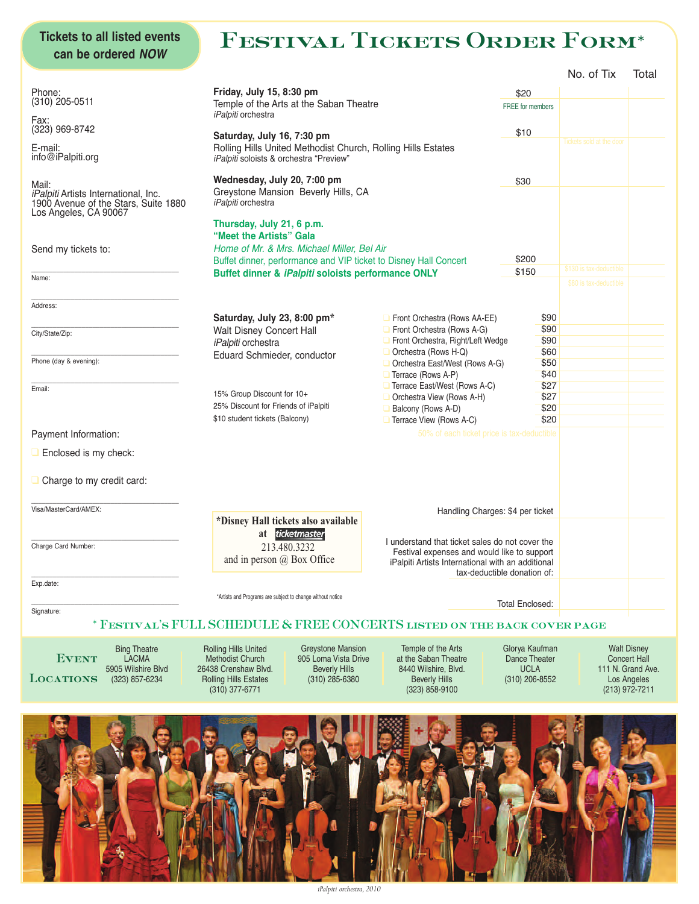**Tickets to all listed events can be ordered *NOW***

# Festival Tickets Order Form*

Phone:
(310) 205-0511

Fax:
(323) 969-8742

E-mail:
info@iPalpiti.org

Mail:
*iPalpiti* Artists International, Inc.
1900 Avenue of the Stars, Suite 1880
Los Angeles, CA 90067

Send my tickets to:

Name:

Address:

City/State/Zip:

Phone (day & evening):

Email:

Payment Information:

❑ Enclosed is my check:

❑ Charge to my credit card:

Visa/MasterCard/AMEX:

Charge Card Number:

Exp.date:

Signature:

| Event | Price | No. of Tix | Total |
|---|---|---|---|
| **Friday, July 15, 8:30 pm**<br>Temple of the Arts at the Saban Theatre<br>*iPalpiti* orchestra | $20<br>FREE for members | | |
| **Saturday, July 16, 7:30 pm**<br>Rolling Hills United Methodist Church, Rolling Hills Estates<br>*iPalpiti* soloists & orchestra "Preview" | $10 | Tickets sold at the door | |
| **Wednesday, July 20, 7:00 pm**<br>Greystone Mansion Beverly Hills, CA<br>*iPalpiti* orchestra | $30 | | |
| **Thursday, July 21, 6 p.m.**<br>**"Meet the Artists" Gala**<br>*Home of Mr. & Mrs. Michael Miller, Bel Air*<br>Buffet dinner, performance and VIP ticket to Disney Hall Concert | $200 | $130 is tax-deductible | |
| **Buffet dinner & *iPalpiti* soloists performance ONLY** | $150 | $80 is tax-deductible | |

**Saturday, July 23, 8:00 pm***
Walt Disney Concert Hall
*iPalpiti* orchestra
Eduard Schmieder, conductor

15% Group Discount for 10+
25% Discount for Friends of iPalpiti
$10 student tickets (Balcony)

| Section | Price | No. of Tix | Total |
|---|---|---|---|
| ❑ Front Orchestra (Rows AA-EE) | $90 | | |
| ❑ Front Orchestra (Rows A-G) | $90 | | |
| ❑ Front Orchestra, Right/Left Wedge | $90 | | |
| ❑ Orchestra (Rows H-Q) | $60 | | |
| ❑ Orchestra East/West (Rows A-G) | $50 | | |
| ❑ Terrace (Rows A-P) | $40 | | |
| ❑ Terrace East/West (Rows A-C) | $27 | | |
| ❑ Orchestra View (Rows A-H) | $27 | | |
| ❑ Balcony (Rows A-D) | $20 | | |
| ❑ Terrace View (Rows A-C) | $20 | | |

50% of each ticket price is tax-deductible

Handling Charges: $4 per ticket

I understand that ticket sales do not cover the Festival expenses and would like to support iPalpiti Artists International with an additional tax-deductible donation of:

Total Enclosed:

**\*Disney Hall tickets also available at ticketmaster**
213.480.3232
and in person @ Box Office

*Artists and Programs are subject to change without notice

\* FESTIVAL'S FULL SCHEDULE & FREE CONCERTS LISTED ON THE BACK COVER PAGE

## Event Locations

- Bing Theatre, LACMA, 5905 Wilshire Blvd, (323) 857-6234
- Rolling Hills United Methodist Church, 26438 Crenshaw Blvd., Rolling Hills Estates, (310) 377-6771
- Greystone Mansion, 905 Loma Vista Drive, Beverly Hills, (310) 285-6380
- Temple of the Arts at the Saban Theatre, 8440 Wilshire, Blvd., Beverly Hills, (323) 858-9100
- Glorya Kaufman Dance Theater, UCLA, (310) 206-8552
- Walt Disney Concert Hall, 111 N. Grand Ave., Los Angeles, (213) 972-7211

*iPalpiti orchestra, 2010*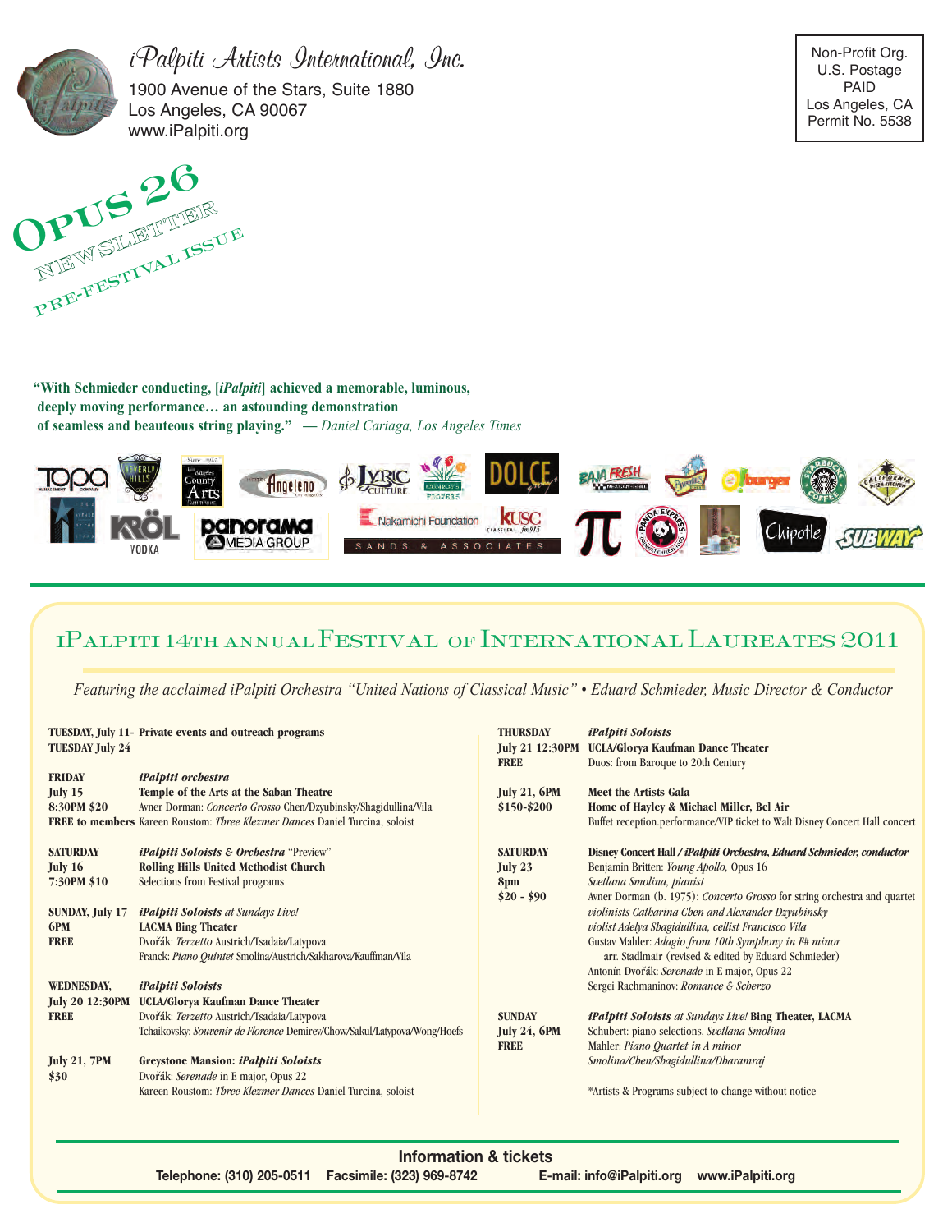# iPalpiti Artists International, Inc.

1900 Avenue of the Stars, Suite 1880
Los Angeles, CA 90067
www.iPalpiti.org

Non-Profit Org.
U.S. Postage
PAID
Los Angeles, CA
Permit No. 5538

OPUS 26
NEWSLETTER
PRE-FESTIVAL ISSUE

**"With Schmieder conducting, [*iPalpiti*] achieved a memorable, luminous, deeply moving performance… an astounding demonstration of seamless and beauteous string playing."** — *Daniel Cariaga, Los Angeles Times*

## iPalpiti 14th annual Festival of International Laureates 2011

*Featuring the acclaimed iPalpiti Orchestra "United Nations of Classical Music" • Eduard Schmieder, Music Director & Conductor*

**TUESDAY, July 11- TUESDAY July 24** — **Private events and outreach programs**

**FRIDAY July 15 8:30PM $20 FREE to members**
*iPalpiti orchestra*
**Temple of the Arts at the Saban Theatre**
Avner Dorman: *Concerto Grosso* Chen/Dzyubinsky/Shagidullina/Vila
Kareen Roustom: *Three Klezmer Dances* Daniel Turcina, soloist

**SATURDAY July 16 7:30PM $10**
*iPalpiti Soloists & Orchestra* "Preview"
**Rolling Hills United Methodist Church**
Selections from Festival programs

**SUNDAY, July 17 6PM FREE**
*iPalpiti Soloists at Sundays Live!*
**LACMA Bing Theater**
Dvořák: *Terzetto* Austrich/Tsadaia/Latypova
Franck: *Piano Quintet* Smolina/Austrich/Sakharova/Kauffman/Vila

**WEDNESDAY, July 20 12:30PM FREE**
*iPalpiti Soloists*
**UCLA/Glorya Kaufman Dance Theater**
Dvořák: *Terzetto* Austrich/Tsadaia/Latypova
Tchaikovsky: *Souvenir de Florence* Demirev/Chow/Sakul/Latypova/Wong/Hoefs

**July 21, 7PM $30**
**Greystone Mansion: *iPalpiti Soloists***
Dvořák: *Serenade* in E major, Opus 22
Kareen Roustom: *Three Klezmer Dances* Daniel Turcina, soloist

**THURSDAY July 21 12:30PM FREE**
*iPalpiti Soloists*
**UCLA/Glorya Kaufman Dance Theater**
Duos: from Baroque to 20th Century

**July 21, 6PM $150-$200**
**Meet the Artists Gala**
**Home of Hayley & Michael Miller, Bel Air**
Buffet reception.performance/VIP ticket to Walt Disney Concert Hall concert

**SATURDAY July 23 8pm $20 - $90**
**Disney Concert Hall / *iPalpiti Orchestra, Eduard Schmieder, conductor***
Benjamin Britten: *Young Apollo,* Opus 16
*Svetlana Smolina, pianist*
Avner Dorman (b. 1975): *Concerto Grosso* for string orchestra and quartet
*violinists Catharina Chen and Alexander Dzyubinsky*
*violist Adelya Shagidullina, cellist Francisco Vila*
Gustav Mahler: *Adagio from 10th Symphony in F# minor*
arr. Stadlmair (revised & edited by Eduard Schmieder)
Antonín Dvořák: *Serenade* in E major, Opus 22
Sergei Rachmaninov: *Romance & Scherzo*

**SUNDAY July 24, 6PM FREE**
*iPalpiti Soloists at Sundays Live!* **Bing Theater, LACMA**
Schubert: piano selections, *Svetlana Smolina*
Mahler: *Piano Quartet in A minor*
*Smolina/Chen/Shagidullina/Dharamraj*

*Artists & Programs subject to change without notice

**Information & tickets**
**Telephone: (310) 205-0511 Facsimile: (323) 969-8742 E-mail: info@iPalpiti.org www.iPalpiti.org**